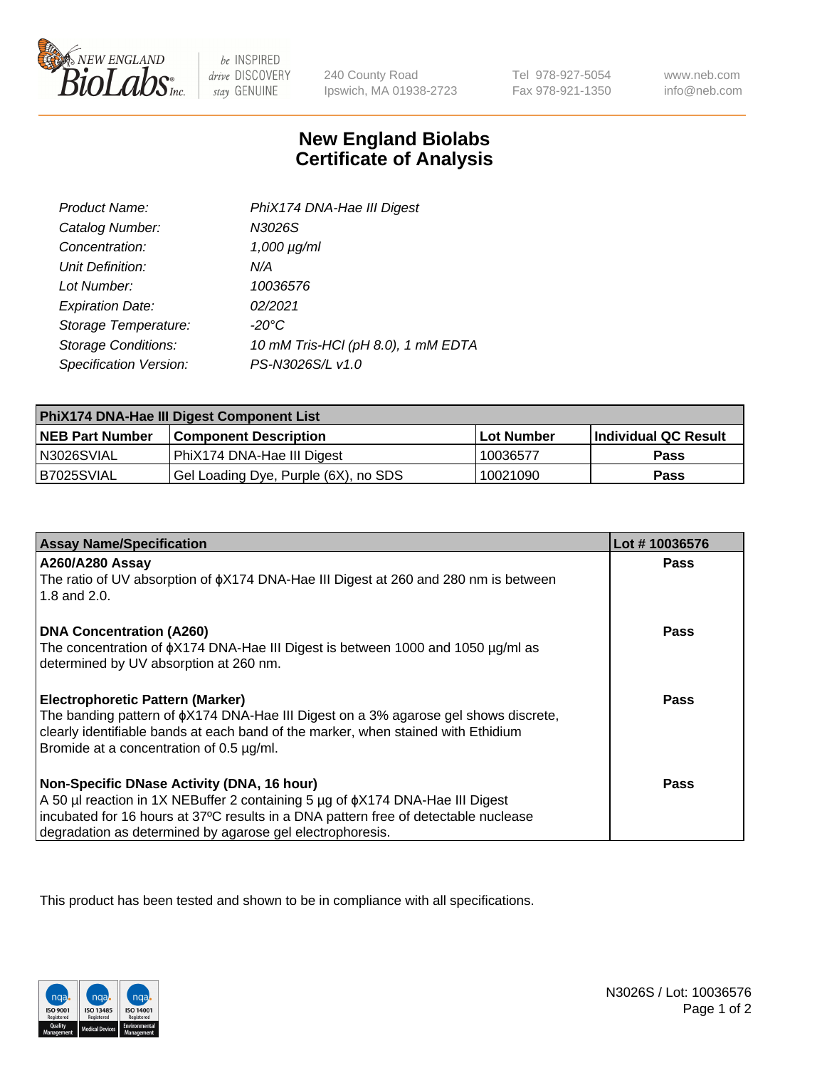New England BioLabs Inc. — be INSPIRED drive DISCOVERY stay GENUINE

240 County Road
Ipswich, MA 01938-2723

Tel 978-927-5054
Fax 978-921-1350

www.neb.com
info@neb.com

# New England Biolabs Certificate of Analysis

| | |
|---|---|
| *Product Name:* | *PhiX174 DNA-Hae III Digest* |
| *Catalog Number:* | *N3026S* |
| *Concentration:* | *1,000 µg/ml* |
| *Unit Definition:* | *N/A* |
| *Lot Number:* | *10036576* |
| *Expiration Date:* | *02/2021* |
| *Storage Temperature:* | *-20°C* |
| *Storage Conditions:* | *10 mM Tris-HCl (pH 8.0), 1 mM EDTA* |
| *Specification Version:* | *PS-N3026S/L v1.0* |

| PhiX174 DNA-Hae III Digest Component List | | | |
|---|---|---|---|
| **NEB Part Number** | **Component Description** | **Lot Number** | **Individual QC Result** |
| N3026SVIAL | PhiX174 DNA-Hae III Digest | 10036577 | **Pass** |
| B7025SVIAL | Gel Loading Dye, Purple (6X), no SDS | 10021090 | **Pass** |

| Assay Name/Specification | Lot # 10036576 |
|---|---|
| **A260/A280 Assay**<br>The ratio of UV absorption of ϕX174 DNA-Hae III Digest at 260 and 280 nm is between 1.8 and 2.0. | **Pass** |
| **DNA Concentration (A260)**<br>The concentration of ϕX174 DNA-Hae III Digest is between 1000 and 1050 µg/ml as determined by UV absorption at 260 nm. | **Pass** |
| **Electrophoretic Pattern (Marker)**<br>The banding pattern of ϕX174 DNA-Hae III Digest on a 3% agarose gel shows discrete, clearly identifiable bands at each band of the marker, when stained with Ethidium Bromide at a concentration of 0.5 µg/ml. | **Pass** |
| **Non-Specific DNase Activity (DNA, 16 hour)**<br>A 50 µl reaction in 1X NEBuffer 2 containing 5 µg of ϕX174 DNA-Hae III Digest incubated for 16 hours at 37ºC results in a DNA pattern free of detectable nuclease degradation as determined by agarose gel electrophoresis. | **Pass** |

This product has been tested and shown to be in compliance with all specifications.

N3026S / Lot: 10036576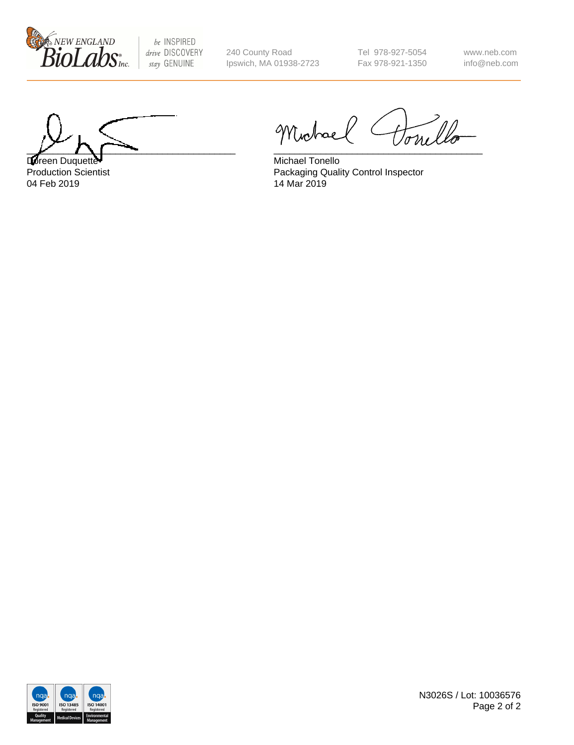Doreen Duquette
Production Scientist
04 Feb 2019

Michael Tonello
Packaging Quality Control Inspector
14 Mar 2019

N3026S / Lot: 10036576